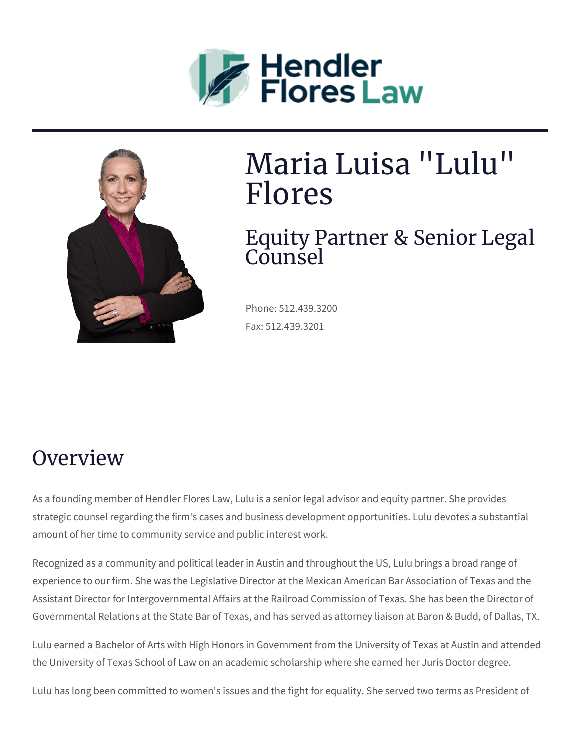Hendler Flores Law

# Maria Luisa "Lulu" Flores

## Equity Partner & Senior Legal Counsel

Phone: 512.439.3200

Fax: 512.439.3201

## Overview

As a founding member of Hendler Flores Law, Lulu is a senior legal advisor and equity partner. She provides strategic counsel regarding the firm's cases and business development opportunities. Lulu devotes a substantial amount of her time to community service and public interest work.

Recognized as a community and political leader in Austin and throughout the US, Lulu brings a broad range of experience to our firm. She was the Legislative Director at the Mexican American Bar Association of Texas and the Assistant Director for Intergovernmental Affairs at the Railroad Commission of Texas. She has been the Director of Governmental Relations at the State Bar of Texas, and has served as attorney liaison at Baron & Budd, of Dallas, TX.

Lulu earned a Bachelor of Arts with High Honors in Government from the University of Texas at Austin and attended the University of Texas School of Law on an academic scholarship where she earned her Juris Doctor degree.

Lulu has long been committed to women's issues and the fight for equality. She served two terms as President of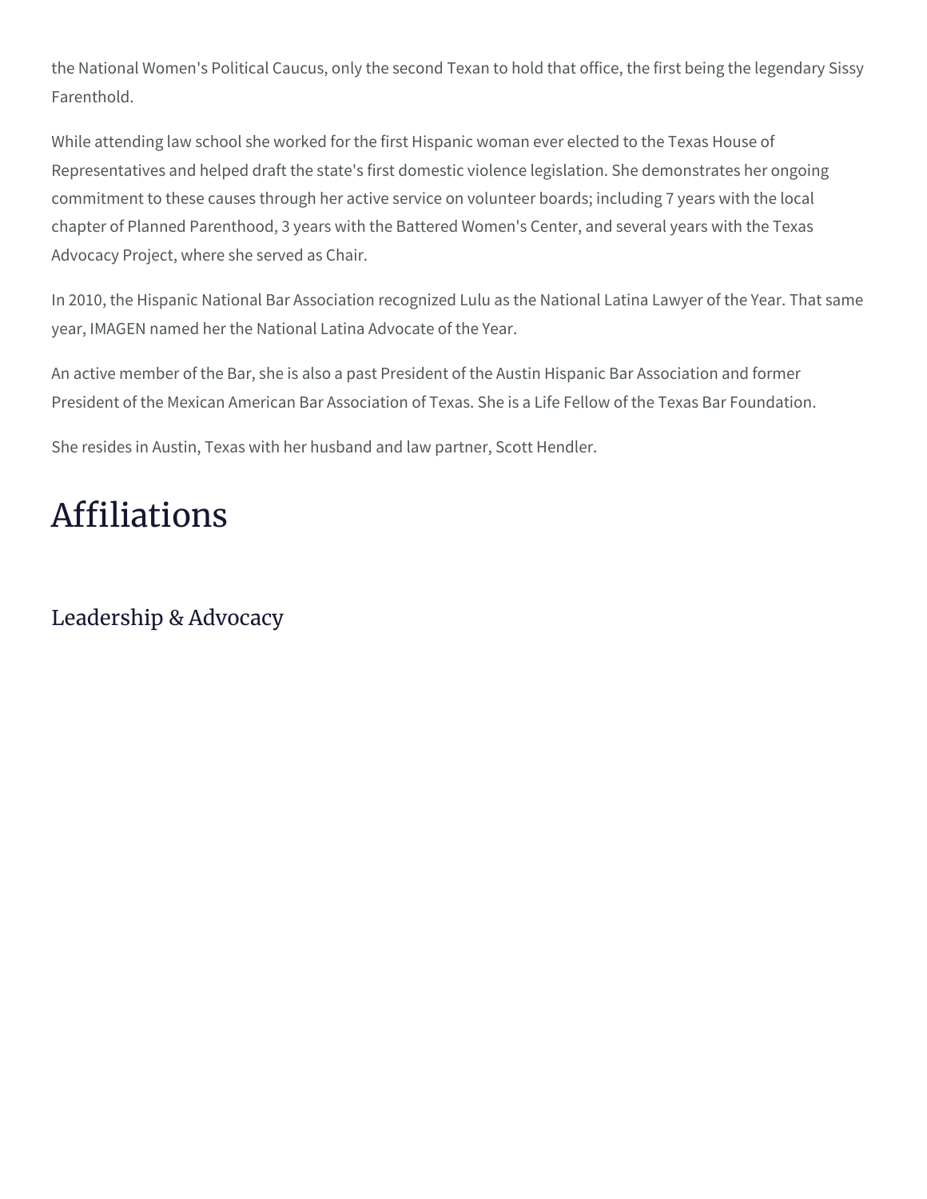the National Women's Political Caucus, only the second Texan to hold that office, the first being the legendary Sissy Farenthold.

While attending law school she worked for the first Hispanic woman ever elected to the Texas House of Representatives and helped draft the state's first domestic violence legislation. She demonstrates her ongoing commitment to these causes through her active service on volunteer boards; including 7 years with the local chapter of Planned Parenthood, 3 years with the Battered Women's Center, and several years with the Texas Advocacy Project, where she served as Chair.

In 2010, the Hispanic National Bar Association recognized Lulu as the National Latina Lawyer of the Year. That same year, IMAGEN named her the National Latina Advocate of the Year.

An active member of the Bar, she is also a past President of the Austin Hispanic Bar Association and former President of the Mexican American Bar Association of Texas. She is a Life Fellow of the Texas Bar Foundation.

She resides in Austin, Texas with her husband and law partner, Scott Hendler.

# Affiliations

## Leadership & Advocacy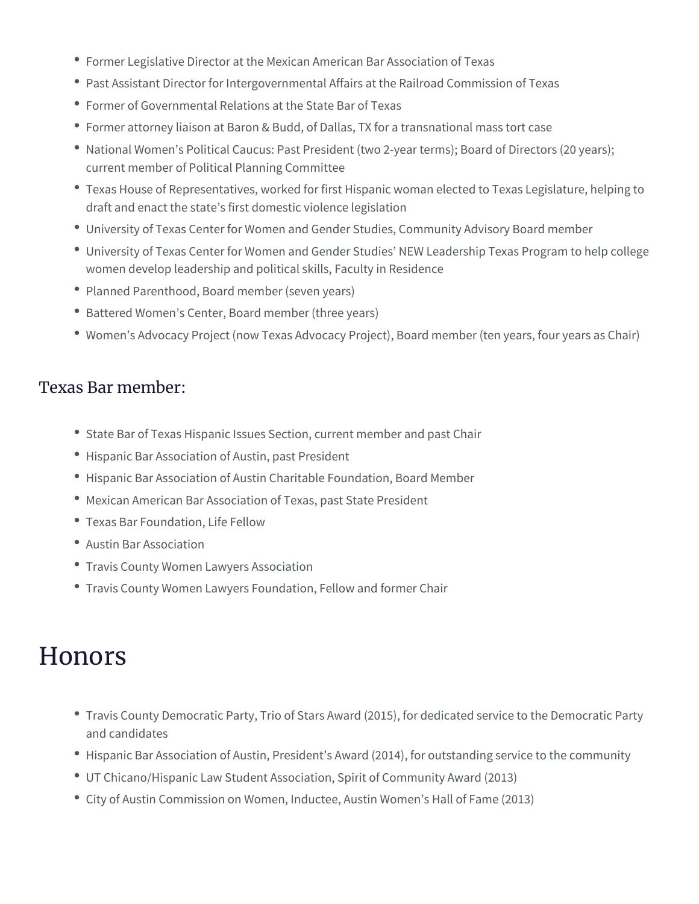- Former Legislative Director at the Mexican American Bar Association of Texas
- Past Assistant Director for Intergovernmental Affairs at the Railroad Commission of Texas
- Former of Governmental Relations at the State Bar of Texas
- Former attorney liaison at Baron & Budd, of Dallas, TX for a transnational mass tort case
- National Women's Political Caucus: Past President (two 2-year terms); Board of Directors (20 years); current member of Political Planning Committee
- Texas House of Representatives, worked for first Hispanic woman elected to Texas Legislature, helping to draft and enact the state's first domestic violence legislation
- University of Texas Center for Women and Gender Studies, Community Advisory Board member
- University of Texas Center for Women and Gender Studies' NEW Leadership Texas Program to help college women develop leadership and political skills, Faculty in Residence
- Planned Parenthood, Board member (seven years)
- Battered Women's Center, Board member (three years)
- Women's Advocacy Project (now Texas Advocacy Project), Board member (ten years, four years as Chair)

### Texas Bar member:

- State Bar of Texas Hispanic Issues Section, current member and past Chair
- Hispanic Bar Association of Austin, past President
- Hispanic Bar Association of Austin Charitable Foundation, Board Member
- Mexican American Bar Association of Texas, past State President
- Texas Bar Foundation, Life Fellow
- Austin Bar Association
- Travis County Women Lawyers Association
- Travis County Women Lawyers Foundation, Fellow and former Chair

## Honors

- Travis County Democratic Party, Trio of Stars Award (2015), for dedicated service to the Democratic Party and candidates
- Hispanic Bar Association of Austin, President's Award (2014), for outstanding service to the community
- UT Chicano/Hispanic Law Student Association, Spirit of Community Award (2013)
- City of Austin Commission on Women, Inductee, Austin Women's Hall of Fame (2013)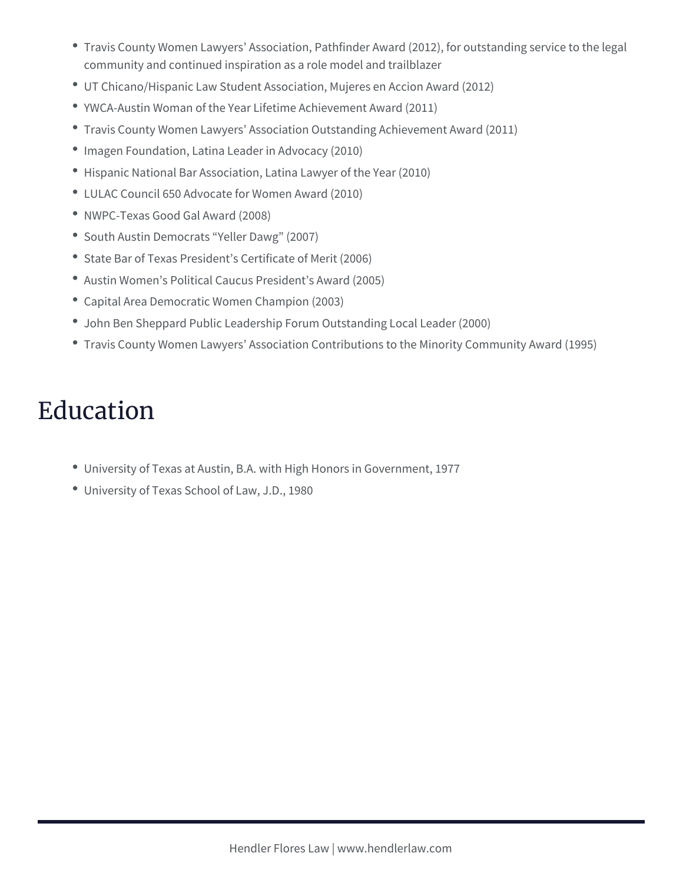- Travis County Women Lawyers' Association, Pathfinder Award (2012), for outstanding service to the legal community and continued inspiration as a role model and trailblazer
- UT Chicano/Hispanic Law Student Association, Mujeres en Accion Award (2012)
- YWCA-Austin Woman of the Year Lifetime Achievement Award (2011)
- Travis County Women Lawyers' Association Outstanding Achievement Award (2011)
- Imagen Foundation, Latina Leader in Advocacy (2010)
- Hispanic National Bar Association, Latina Lawyer of the Year (2010)
- LULAC Council 650 Advocate for Women Award (2010)
- NWPC-Texas Good Gal Award (2008)
- South Austin Democrats "Yeller Dawg" (2007)
- State Bar of Texas President's Certificate of Merit (2006)
- Austin Women's Political Caucus President's Award (2005)
- Capital Area Democratic Women Champion (2003)
- John Ben Sheppard Public Leadership Forum Outstanding Local Leader (2000)
- Travis County Women Lawyers' Association Contributions to the Minority Community Award (1995)

# Education

- University of Texas at Austin, B.A. with High Honors in Government, 1977
- University of Texas School of Law, J.D., 1980